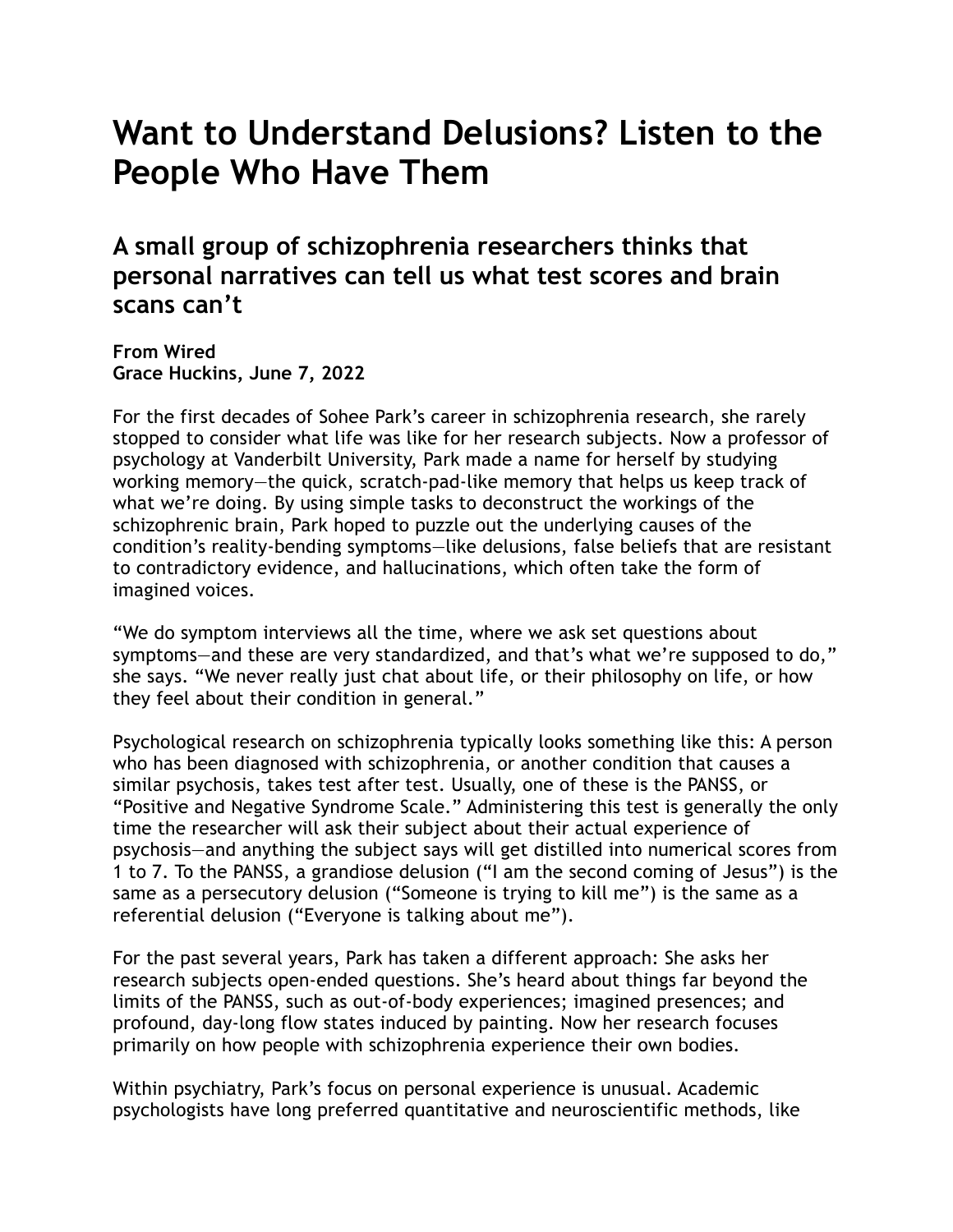# Want to Understand Delusions? Listen to the People Who Have Them

## A small group of schizophrenia researchers thinks that personal narratives can tell us what test scores and brain scans can't

**From Wired**
**Grace Huckins, June 7, 2022**

For the first decades of Sohee Park's career in schizophrenia research, she rarely stopped to consider what life was like for her research subjects. Now a professor of psychology at Vanderbilt University, Park made a name for herself by studying working memory—the quick, scratch-pad-like memory that helps us keep track of what we're doing. By using simple tasks to deconstruct the workings of the schizophrenic brain, Park hoped to puzzle out the underlying causes of the condition's reality-bending symptoms—like delusions, false beliefs that are resistant to contradictory evidence, and hallucinations, which often take the form of imagined voices.

"We do symptom interviews all the time, where we ask set questions about symptoms—and these are very standardized, and that's what we're supposed to do," she says. "We never really just chat about life, or their philosophy on life, or how they feel about their condition in general."

Psychological research on schizophrenia typically looks something like this: A person who has been diagnosed with schizophrenia, or another condition that causes a similar psychosis, takes test after test. Usually, one of these is the PANSS, or "Positive and Negative Syndrome Scale." Administering this test is generally the only time the researcher will ask their subject about their actual experience of psychosis—and anything the subject says will get distilled into numerical scores from 1 to 7. To the PANSS, a grandiose delusion ("I am the second coming of Jesus") is the same as a persecutory delusion ("Someone is trying to kill me") is the same as a referential delusion ("Everyone is talking about me").

For the past several years, Park has taken a different approach: She asks her research subjects open-ended questions. She's heard about things far beyond the limits of the PANSS, such as out-of-body experiences; imagined presences; and profound, day-long flow states induced by painting. Now her research focuses primarily on how people with schizophrenia experience their own bodies.

Within psychiatry, Park's focus on personal experience is unusual. Academic psychologists have long preferred quantitative and neuroscientific methods, like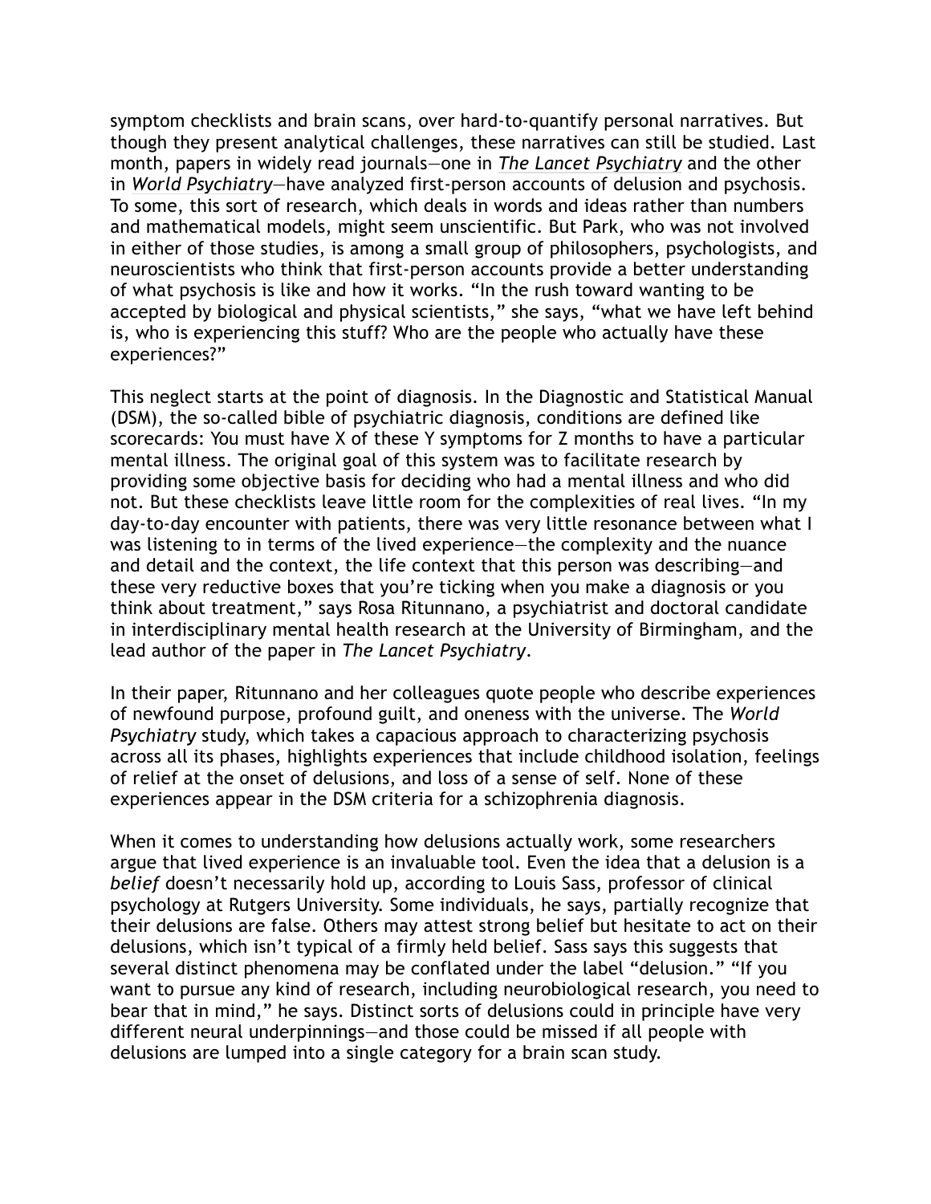symptom checklists and brain scans, over hard-to-quantify personal narratives. But though they present analytical challenges, these narratives can still be studied. Last month, papers in widely read journals—one in *The Lancet Psychiatry* and the other in *World Psychiatry*—have analyzed first-person accounts of delusion and psychosis. To some, this sort of research, which deals in words and ideas rather than numbers and mathematical models, might seem unscientific. But Park, who was not involved in either of those studies, is among a small group of philosophers, psychologists, and neuroscientists who think that first-person accounts provide a better understanding of what psychosis is like and how it works. "In the rush toward wanting to be accepted by biological and physical scientists," she says, "what we have left behind is, who is experiencing this stuff? Who are the people who actually have these experiences?"

This neglect starts at the point of diagnosis. In the Diagnostic and Statistical Manual (DSM), the so-called bible of psychiatric diagnosis, conditions are defined like scorecards: You must have X of these Y symptoms for Z months to have a particular mental illness. The original goal of this system was to facilitate research by providing some objective basis for deciding who had a mental illness and who did not. But these checklists leave little room for the complexities of real lives. "In my day-to-day encounter with patients, there was very little resonance between what I was listening to in terms of the lived experience—the complexity and the nuance and detail and the context, the life context that this person was describing—and these very reductive boxes that you're ticking when you make a diagnosis or you think about treatment," says Rosa Ritunnano, a psychiatrist and doctoral candidate in interdisciplinary mental health research at the University of Birmingham, and the lead author of the paper in *The Lancet Psychiatry*.

In their paper, Ritunnano and her colleagues quote people who describe experiences of newfound purpose, profound guilt, and oneness with the universe. The *World Psychiatry* study, which takes a capacious approach to characterizing psychosis across all its phases, highlights experiences that include childhood isolation, feelings of relief at the onset of delusions, and loss of a sense of self. None of these experiences appear in the DSM criteria for a schizophrenia diagnosis.

When it comes to understanding how delusions actually work, some researchers argue that lived experience is an invaluable tool. Even the idea that a delusion is a *belief* doesn't necessarily hold up, according to Louis Sass, professor of clinical psychology at Rutgers University. Some individuals, he says, partially recognize that their delusions are false. Others may attest strong belief but hesitate to act on their delusions, which isn't typical of a firmly held belief. Sass says this suggests that several distinct phenomena may be conflated under the label "delusion." "If you want to pursue any kind of research, including neurobiological research, you need to bear that in mind," he says. Distinct sorts of delusions could in principle have very different neural underpinnings—and those could be missed if all people with delusions are lumped into a single category for a brain scan study.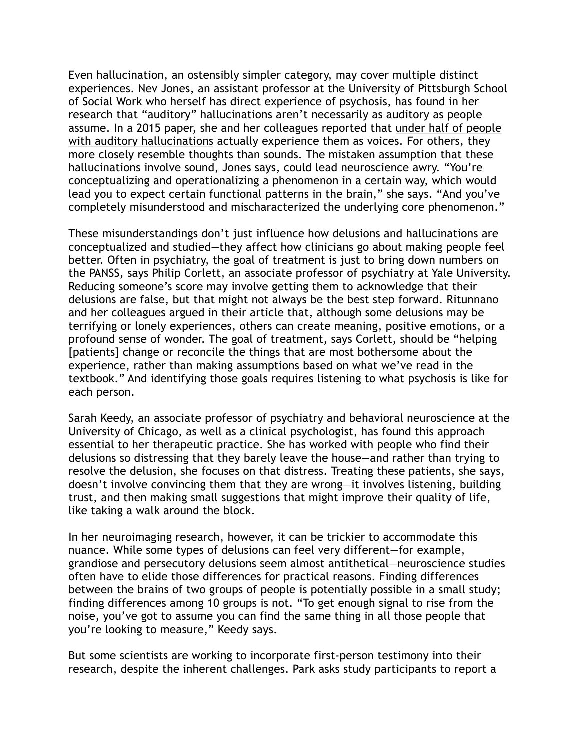Even hallucination, an ostensibly simpler category, may cover multiple distinct experiences. Nev Jones, an assistant professor at the University of Pittsburgh School of Social Work who herself has direct experience of psychosis, has found in her research that "auditory" hallucinations aren't necessarily as auditory as people assume. In a 2015 paper, she and her colleagues reported that under half of people with auditory hallucinations actually experience them as voices. For others, they more closely resemble thoughts than sounds. The mistaken assumption that these hallucinations involve sound, Jones says, could lead neuroscience awry. "You're conceptualizing and operationalizing a phenomenon in a certain way, which would lead you to expect certain functional patterns in the brain," she says. "And you've completely misunderstood and mischaracterized the underlying core phenomenon."

These misunderstandings don't just influence how delusions and hallucinations are conceptualized and studied—they affect how clinicians go about making people feel better. Often in psychiatry, the goal of treatment is just to bring down numbers on the PANSS, says Philip Corlett, an associate professor of psychiatry at Yale University. Reducing someone's score may involve getting them to acknowledge that their delusions are false, but that might not always be the best step forward. Ritunnano and her colleagues argued in their article that, although some delusions may be terrifying or lonely experiences, others can create meaning, positive emotions, or a profound sense of wonder. The goal of treatment, says Corlett, should be "helping [patients] change or reconcile the things that are most bothersome about the experience, rather than making assumptions based on what we've read in the textbook." And identifying those goals requires listening to what psychosis is like for each person.

Sarah Keedy, an associate professor of psychiatry and behavioral neuroscience at the University of Chicago, as well as a clinical psychologist, has found this approach essential to her therapeutic practice. She has worked with people who find their delusions so distressing that they barely leave the house—and rather than trying to resolve the delusion, she focuses on that distress. Treating these patients, she says, doesn't involve convincing them that they are wrong—it involves listening, building trust, and then making small suggestions that might improve their quality of life, like taking a walk around the block.

In her neuroimaging research, however, it can be trickier to accommodate this nuance. While some types of delusions can feel very different—for example, grandiose and persecutory delusions seem almost antithetical—neuroscience studies often have to elide those differences for practical reasons. Finding differences between the brains of two groups of people is potentially possible in a small study; finding differences among 10 groups is not. "To get enough signal to rise from the noise, you've got to assume you can find the same thing in all those people that you're looking to measure," Keedy says.

But some scientists are working to incorporate first-person testimony into their research, despite the inherent challenges. Park asks study participants to report a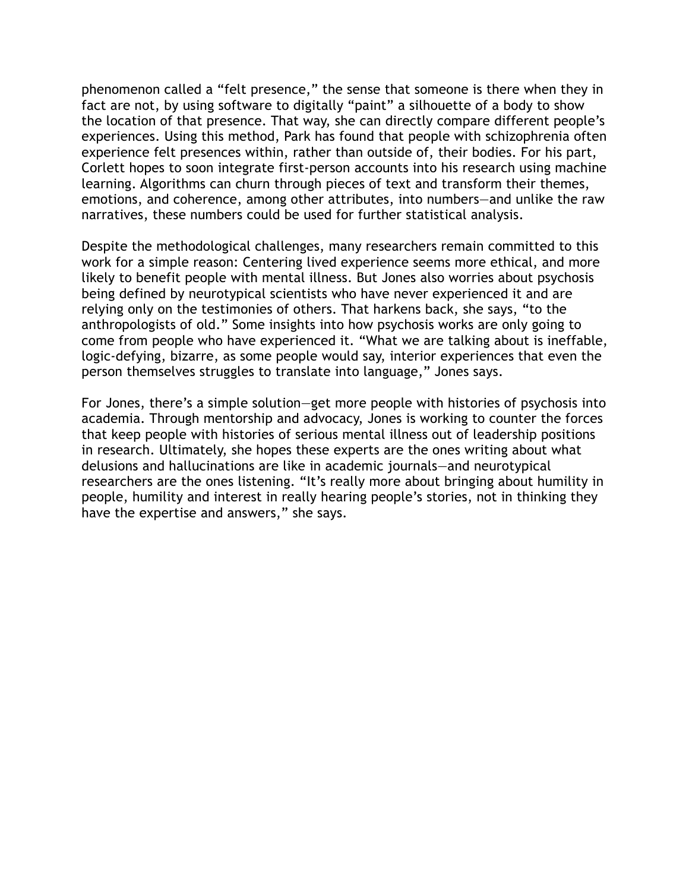phenomenon called a “felt presence,” the sense that someone is there when they in fact are not, by using software to digitally “paint” a silhouette of a body to show the location of that presence. That way, she can directly compare different people’s experiences. Using this method, Park has found that people with schizophrenia often experience felt presences within, rather than outside of, their bodies. For his part, Corlett hopes to soon integrate first-person accounts into his research using machine learning. Algorithms can churn through pieces of text and transform their themes, emotions, and coherence, among other attributes, into numbers—and unlike the raw narratives, these numbers could be used for further statistical analysis.

Despite the methodological challenges, many researchers remain committed to this work for a simple reason: Centering lived experience seems more ethical, and more likely to benefit people with mental illness. But Jones also worries about psychosis being defined by neurotypical scientists who have never experienced it and are relying only on the testimonies of others. That harkens back, she says, “to the anthropologists of old.” Some insights into how psychosis works are only going to come from people who have experienced it. “What we are talking about is ineffable, logic-defying, bizarre, as some people would say, interior experiences that even the person themselves struggles to translate into language,” Jones says.

For Jones, there’s a simple solution—get more people with histories of psychosis into academia. Through mentorship and advocacy, Jones is working to counter the forces that keep people with histories of serious mental illness out of leadership positions in research. Ultimately, she hopes these experts are the ones writing about what delusions and hallucinations are like in academic journals—and neurotypical researchers are the ones listening. “It’s really more about bringing about humility in people, humility and interest in really hearing people’s stories, not in thinking they have the expertise and answers,” she says.